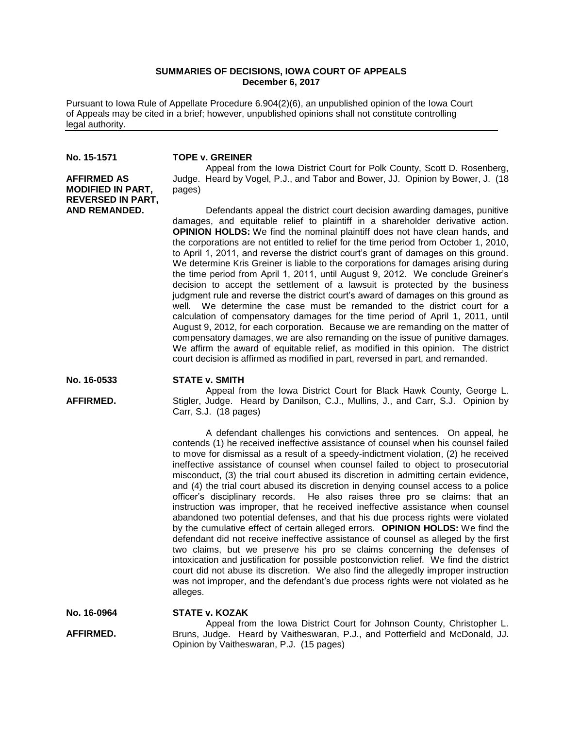**SUMMARIES OF DECISIONS, IOWA COURT OF APPEALS**
**December 6, 2017**

Pursuant to Iowa Rule of Appellate Procedure 6.904(2)(6), an unpublished opinion of the Iowa Court of Appeals may be cited in a brief; however, unpublished opinions shall not constitute controlling legal authority.

---

**No. 15-1571**

**AFFIRMED AS MODIFIED IN PART, REVERSED IN PART, AND REMANDED.**

**TOPE v. GREINER**

Appeal from the Iowa District Court for Polk County, Scott D. Rosenberg, Judge. Heard by Vogel, P.J., and Tabor and Bower, JJ. Opinion by Bower, J. (18 pages)

Defendants appeal the district court decision awarding damages, punitive damages, and equitable relief to plaintiff in a shareholder derivative action. **OPINION HOLDS:** We find the nominal plaintiff does not have clean hands, and the corporations are not entitled to relief for the time period from October 1, 2010, to April 1, 2011, and reverse the district court's grant of damages on this ground. We determine Kris Greiner is liable to the corporations for damages arising during the time period from April 1, 2011, until August 9, 2012. We conclude Greiner's decision to accept the settlement of a lawsuit is protected by the business judgment rule and reverse the district court's award of damages on this ground as well. We determine the case must be remanded to the district court for a calculation of compensatory damages for the time period of April 1, 2011, until August 9, 2012, for each corporation. Because we are remanding on the matter of compensatory damages, we are also remanding on the issue of punitive damages. We affirm the award of equitable relief, as modified in this opinion. The district court decision is affirmed as modified in part, reversed in part, and remanded.

**No. 16-0533**

**AFFIRMED.**

**STATE v. SMITH**

Appeal from the Iowa District Court for Black Hawk County, George L. Stigler, Judge. Heard by Danilson, C.J., Mullins, J., and Carr, S.J. Opinion by Carr, S.J. (18 pages)

A defendant challenges his convictions and sentences. On appeal, he contends (1) he received ineffective assistance of counsel when his counsel failed to move for dismissal as a result of a speedy-indictment violation, (2) he received ineffective assistance of counsel when counsel failed to object to prosecutorial misconduct, (3) the trial court abused its discretion in admitting certain evidence, and (4) the trial court abused its discretion in denying counsel access to a police officer's disciplinary records. He also raises three pro se claims: that an instruction was improper, that he received ineffective assistance when counsel abandoned two potential defenses, and that his due process rights were violated by the cumulative effect of certain alleged errors. **OPINION HOLDS:** We find the defendant did not receive ineffective assistance of counsel as alleged by the first two claims, but we preserve his pro se claims concerning the defenses of intoxication and justification for possible postconviction relief. We find the district court did not abuse its discretion. We also find the allegedly improper instruction was not improper, and the defendant's due process rights were not violated as he alleges.

**No. 16-0964**

**AFFIRMED.**

**STATE v. KOZAK**

Appeal from the Iowa District Court for Johnson County, Christopher L. Bruns, Judge. Heard by Vaitheswaran, P.J., and Potterfield and McDonald, JJ. Opinion by Vaitheswaran, P.J. (15 pages)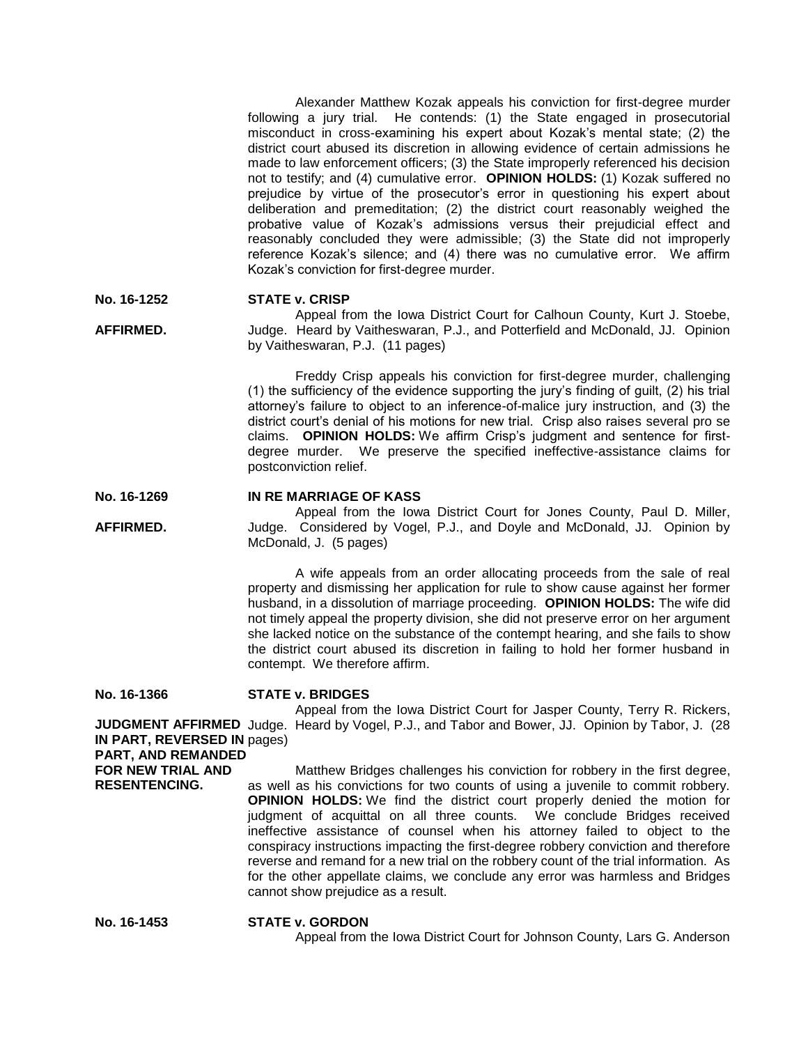Alexander Matthew Kozak appeals his conviction for first-degree murder following a jury trial. He contends: (1) the State engaged in prosecutorial misconduct in cross-examining his expert about Kozak's mental state; (2) the district court abused its discretion in allowing evidence of certain admissions he made to law enforcement officers; (3) the State improperly referenced his decision not to testify; and (4) cumulative error. **OPINION HOLDS:** (1) Kozak suffered no prejudice by virtue of the prosecutor's error in questioning his expert about deliberation and premeditation; (2) the district court reasonably weighed the probative value of Kozak's admissions versus their prejudicial effect and reasonably concluded they were admissible; (3) the State did not improperly reference Kozak's silence; and (4) there was no cumulative error. We affirm Kozak's conviction for first-degree murder.

**No. 16-1252** **STATE v. CRISP**

**AFFIRMED.**

Appeal from the Iowa District Court for Calhoun County, Kurt J. Stoebe, Judge. Heard by Vaitheswaran, P.J., and Potterfield and McDonald, JJ. Opinion by Vaitheswaran, P.J. (11 pages)

Freddy Crisp appeals his conviction for first-degree murder, challenging (1) the sufficiency of the evidence supporting the jury's finding of guilt, (2) his trial attorney's failure to object to an inference-of-malice jury instruction, and (3) the district court's denial of his motions for new trial. Crisp also raises several pro se claims. **OPINION HOLDS:** We affirm Crisp's judgment and sentence for first-degree murder. We preserve the specified ineffective-assistance claims for postconviction relief.

**No. 16-1269** **IN RE MARRIAGE OF KASS**

**AFFIRMED.**

Appeal from the Iowa District Court for Jones County, Paul D. Miller, Judge. Considered by Vogel, P.J., and Doyle and McDonald, JJ. Opinion by McDonald, J. (5 pages)

A wife appeals from an order allocating proceeds from the sale of real property and dismissing her application for rule to show cause against her former husband, in a dissolution of marriage proceeding. **OPINION HOLDS:** The wife did not timely appeal the property division, she did not preserve error on her argument she lacked notice on the substance of the contempt hearing, and she fails to show the district court abused its discretion in failing to hold her former husband in contempt. We therefore affirm.

**No. 16-1366** **STATE v. BRIDGES**

**JUDGMENT AFFIRMED IN PART, REVERSED IN PART, AND REMANDED FOR NEW TRIAL AND RESENTENCING.**

Appeal from the Iowa District Court for Jasper County, Terry R. Rickers, Judge. Heard by Vogel, P.J., and Tabor and Bower, JJ. Opinion by Tabor, J. (28 pages)

Matthew Bridges challenges his conviction for robbery in the first degree, as well as his convictions for two counts of using a juvenile to commit robbery. **OPINION HOLDS:** We find the district court properly denied the motion for judgment of acquittal on all three counts. We conclude Bridges received ineffective assistance of counsel when his attorney failed to object to the conspiracy instructions impacting the first-degree robbery conviction and therefore reverse and remand for a new trial on the robbery count of the trial information. As for the other appellate claims, we conclude any error was harmless and Bridges cannot show prejudice as a result.

**No. 16-1453** **STATE v. GORDON**

Appeal from the Iowa District Court for Johnson County, Lars G. Anderson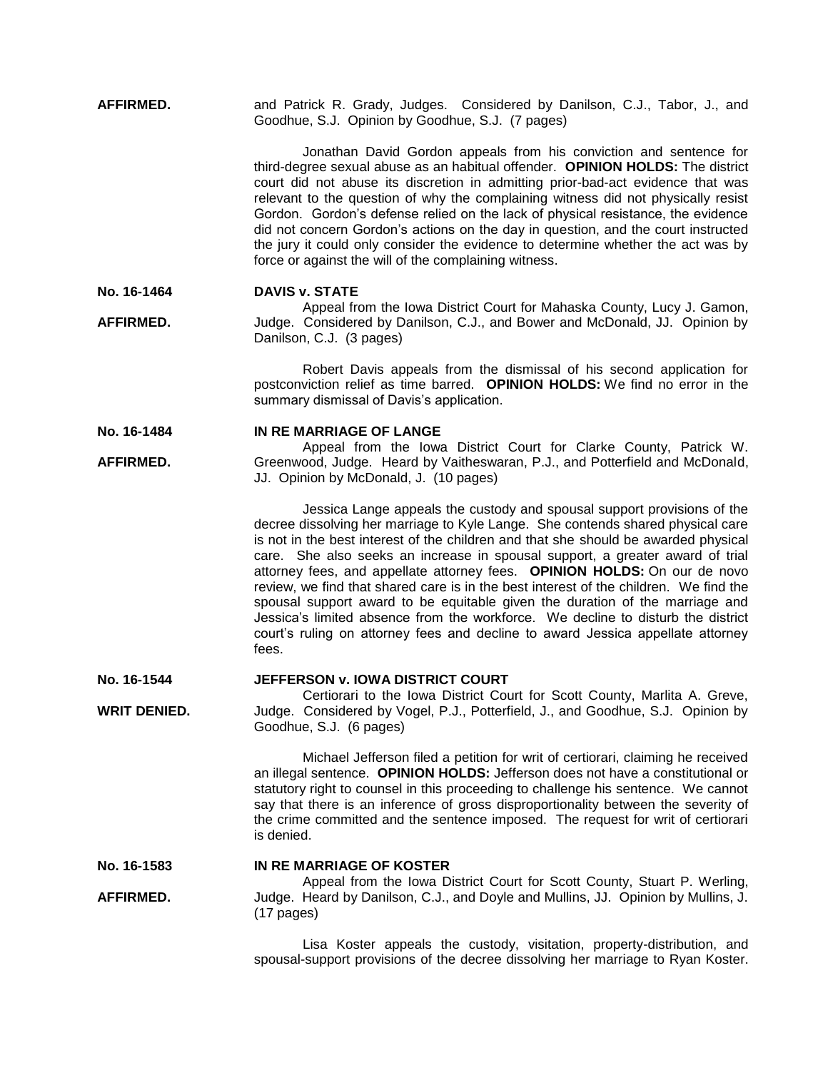**AFFIRMED.** and Patrick R. Grady, Judges. Considered by Danilson, C.J., Tabor, J., and Goodhue, S.J. Opinion by Goodhue, S.J. (7 pages)

Jonathan David Gordon appeals from his conviction and sentence for third-degree sexual abuse as an habitual offender. **OPINION HOLDS:** The district court did not abuse its discretion in admitting prior-bad-act evidence that was relevant to the question of why the complaining witness did not physically resist Gordon. Gordon's defense relied on the lack of physical resistance, the evidence did not concern Gordon's actions on the day in question, and the court instructed the jury it could only consider the evidence to determine whether the act was by force or against the will of the complaining witness.

**No. 16-1464** **DAVIS v. STATE**

**AFFIRMED.**

Appeal from the Iowa District Court for Mahaska County, Lucy J. Gamon, Judge. Considered by Danilson, C.J., and Bower and McDonald, JJ. Opinion by Danilson, C.J. (3 pages)

Robert Davis appeals from the dismissal of his second application for postconviction relief as time barred. **OPINION HOLDS:** We find no error in the summary dismissal of Davis's application.

**No. 16-1484** **IN RE MARRIAGE OF LANGE**

**AFFIRMED.**

Appeal from the Iowa District Court for Clarke County, Patrick W. Greenwood, Judge. Heard by Vaitheswaran, P.J., and Potterfield and McDonald, JJ. Opinion by McDonald, J. (10 pages)

Jessica Lange appeals the custody and spousal support provisions of the decree dissolving her marriage to Kyle Lange. She contends shared physical care is not in the best interest of the children and that she should be awarded physical care. She also seeks an increase in spousal support, a greater award of trial attorney fees, and appellate attorney fees. **OPINION HOLDS:** On our de novo review, we find that shared care is in the best interest of the children. We find the spousal support award to be equitable given the duration of the marriage and Jessica's limited absence from the workforce. We decline to disturb the district court's ruling on attorney fees and decline to award Jessica appellate attorney fees.

**No. 16-1544** **JEFFERSON v. IOWA DISTRICT COURT**

**WRIT DENIED.**

Certiorari to the Iowa District Court for Scott County, Marlita A. Greve, Judge. Considered by Vogel, P.J., Potterfield, J., and Goodhue, S.J. Opinion by Goodhue, S.J. (6 pages)

Michael Jefferson filed a petition for writ of certiorari, claiming he received an illegal sentence. **OPINION HOLDS:** Jefferson does not have a constitutional or statutory right to counsel in this proceeding to challenge his sentence. We cannot say that there is an inference of gross disproportionality between the severity of the crime committed and the sentence imposed. The request for writ of certiorari is denied.

**No. 16-1583** **IN RE MARRIAGE OF KOSTER**

**AFFIRMED.**

Appeal from the Iowa District Court for Scott County, Stuart P. Werling, Judge. Heard by Danilson, C.J., and Doyle and Mullins, JJ. Opinion by Mullins, J. (17 pages)

Lisa Koster appeals the custody, visitation, property-distribution, and spousal-support provisions of the decree dissolving her marriage to Ryan Koster.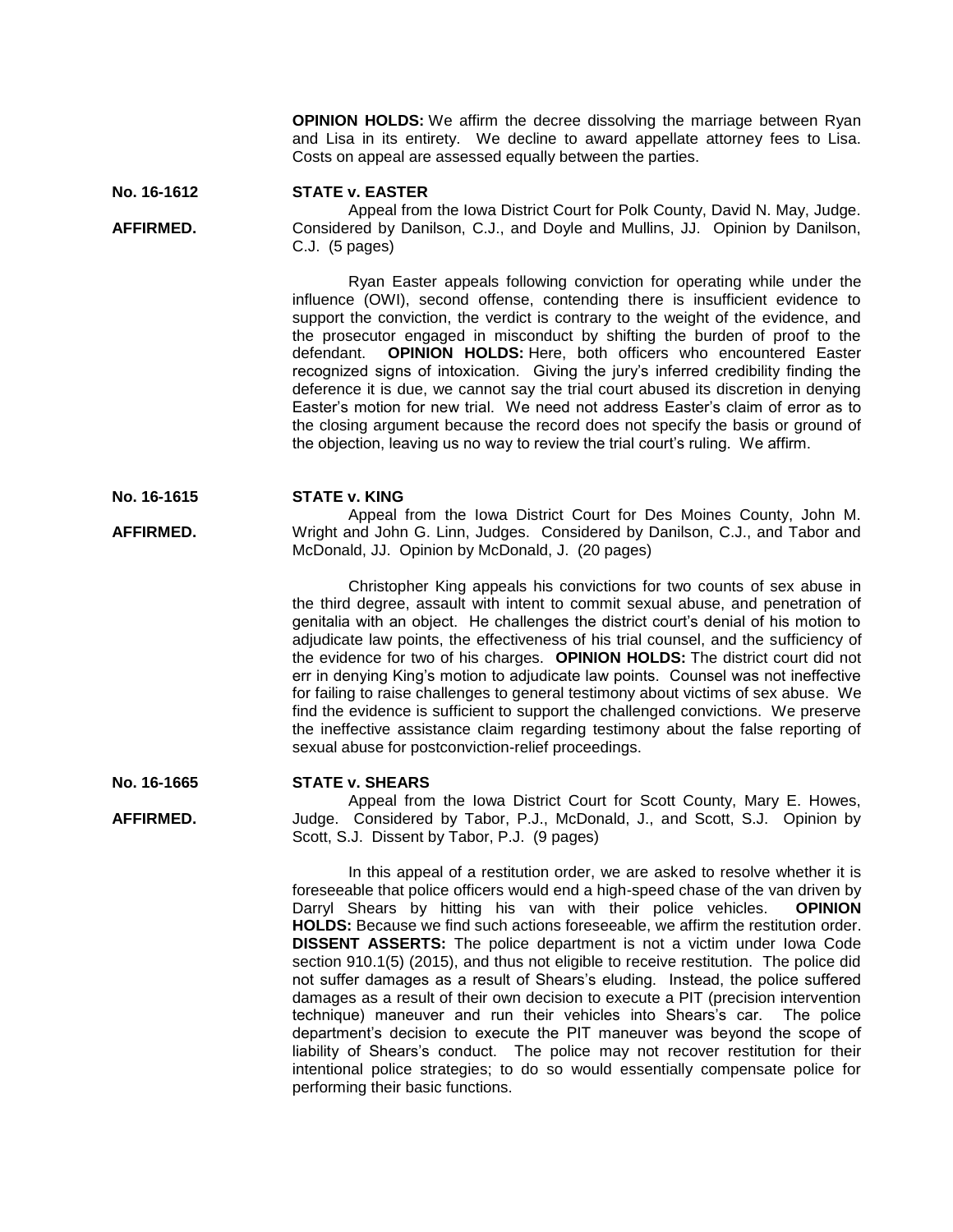**OPINION HOLDS:** We affirm the decree dissolving the marriage between Ryan and Lisa in its entirety. We decline to award appellate attorney fees to Lisa. Costs on appeal are assessed equally between the parties.

**No. 16-1612** **STATE v. EASTER**

**AFFIRMED.**

Appeal from the Iowa District Court for Polk County, David N. May, Judge. Considered by Danilson, C.J., and Doyle and Mullins, JJ. Opinion by Danilson, C.J. (5 pages)

Ryan Easter appeals following conviction for operating while under the influence (OWI), second offense, contending there is insufficient evidence to support the conviction, the verdict is contrary to the weight of the evidence, and the prosecutor engaged in misconduct by shifting the burden of proof to the defendant. **OPINION HOLDS:** Here, both officers who encountered Easter recognized signs of intoxication. Giving the jury's inferred credibility finding the deference it is due, we cannot say the trial court abused its discretion in denying Easter's motion for new trial. We need not address Easter's claim of error as to the closing argument because the record does not specify the basis or ground of the objection, leaving us no way to review the trial court's ruling. We affirm.

**No. 16-1615** **STATE v. KING**

**AFFIRMED.**

Appeal from the Iowa District Court for Des Moines County, John M. Wright and John G. Linn, Judges. Considered by Danilson, C.J., and Tabor and McDonald, JJ. Opinion by McDonald, J. (20 pages)

Christopher King appeals his convictions for two counts of sex abuse in the third degree, assault with intent to commit sexual abuse, and penetration of genitalia with an object. He challenges the district court's denial of his motion to adjudicate law points, the effectiveness of his trial counsel, and the sufficiency of the evidence for two of his charges. **OPINION HOLDS:** The district court did not err in denying King's motion to adjudicate law points. Counsel was not ineffective for failing to raise challenges to general testimony about victims of sex abuse. We find the evidence is sufficient to support the challenged convictions. We preserve the ineffective assistance claim regarding testimony about the false reporting of sexual abuse for postconviction-relief proceedings.

**No. 16-1665** **STATE v. SHEARS**

**AFFIRMED.**

Appeal from the Iowa District Court for Scott County, Mary E. Howes, Judge. Considered by Tabor, P.J., McDonald, J., and Scott, S.J. Opinion by Scott, S.J. Dissent by Tabor, P.J. (9 pages)

In this appeal of a restitution order, we are asked to resolve whether it is foreseeable that police officers would end a high-speed chase of the van driven by Darryl Shears by hitting his van with their police vehicles. **OPINION HOLDS:** Because we find such actions foreseeable, we affirm the restitution order. **DISSENT ASSERTS:** The police department is not a victim under Iowa Code section 910.1(5) (2015), and thus not eligible to receive restitution. The police did not suffer damages as a result of Shears's eluding. Instead, the police suffered damages as a result of their own decision to execute a PIT (precision intervention technique) maneuver and run their vehicles into Shears's car. The police department's decision to execute the PIT maneuver was beyond the scope of liability of Shears's conduct. The police may not recover restitution for their intentional police strategies; to do so would essentially compensate police for performing their basic functions.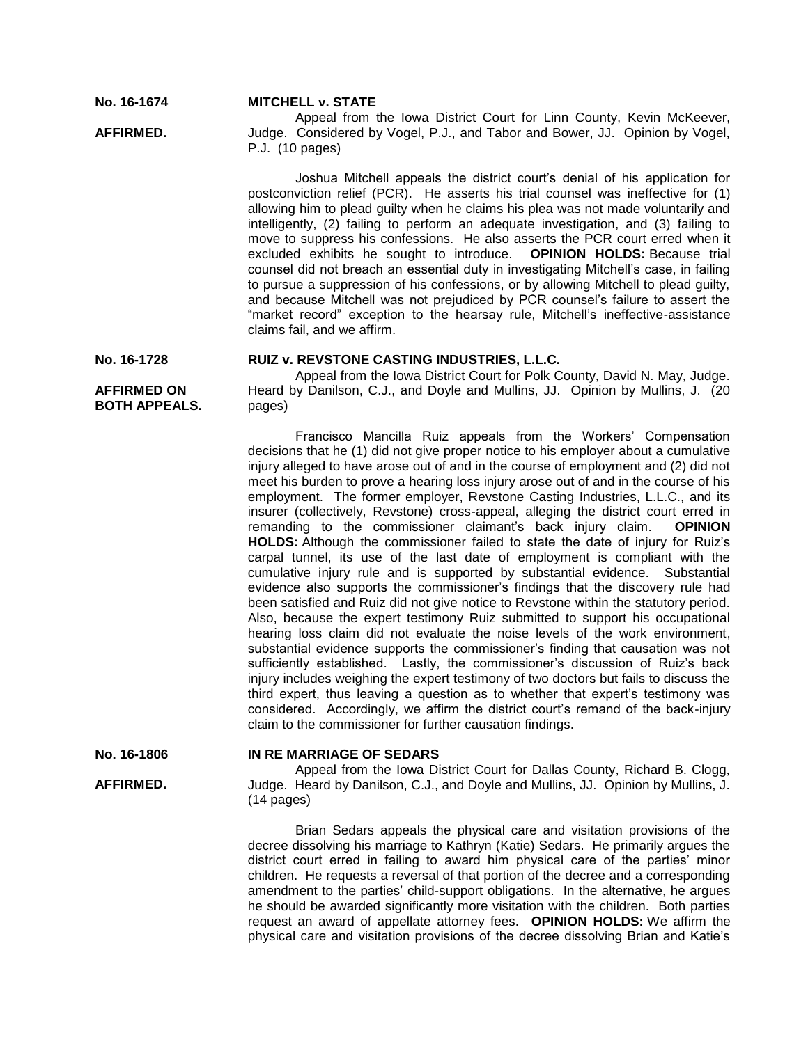**No. 16-1674** **MITCHELL v. STATE**

**AFFIRMED.**

Appeal from the Iowa District Court for Linn County, Kevin McKeever, Judge. Considered by Vogel, P.J., and Tabor and Bower, JJ. Opinion by Vogel, P.J. (10 pages)

Joshua Mitchell appeals the district court's denial of his application for postconviction relief (PCR). He asserts his trial counsel was ineffective for (1) allowing him to plead guilty when he claims his plea was not made voluntarily and intelligently, (2) failing to perform an adequate investigation, and (3) failing to move to suppress his confessions. He also asserts the PCR court erred when it excluded exhibits he sought to introduce. **OPINION HOLDS:** Because trial counsel did not breach an essential duty in investigating Mitchell's case, in failing to pursue a suppression of his confessions, or by allowing Mitchell to plead guilty, and because Mitchell was not prejudiced by PCR counsel's failure to assert the "market record" exception to the hearsay rule, Mitchell's ineffective-assistance claims fail, and we affirm.

**No. 16-1728** **RUIZ v. REVSTONE CASTING INDUSTRIES, L.L.C.**

**AFFIRMED ON BOTH APPEALS.**

Appeal from the Iowa District Court for Polk County, David N. May, Judge. Heard by Danilson, C.J., and Doyle and Mullins, JJ. Opinion by Mullins, J. (20 pages)

Francisco Mancilla Ruiz appeals from the Workers' Compensation decisions that he (1) did not give proper notice to his employer about a cumulative injury alleged to have arose out of and in the course of employment and (2) did not meet his burden to prove a hearing loss injury arose out of and in the course of his employment. The former employer, Revstone Casting Industries, L.L.C., and its insurer (collectively, Revstone) cross-appeal, alleging the district court erred in remanding to the commissioner claimant's back injury claim. **OPINION HOLDS:** Although the commissioner failed to state the date of injury for Ruiz's carpal tunnel, its use of the last date of employment is compliant with the cumulative injury rule and is supported by substantial evidence. Substantial evidence also supports the commissioner's findings that the discovery rule had been satisfied and Ruiz did not give notice to Revstone within the statutory period. Also, because the expert testimony Ruiz submitted to support his occupational hearing loss claim did not evaluate the noise levels of the work environment, substantial evidence supports the commissioner's finding that causation was not sufficiently established. Lastly, the commissioner's discussion of Ruiz's back injury includes weighing the expert testimony of two doctors but fails to discuss the third expert, thus leaving a question as to whether that expert's testimony was considered. Accordingly, we affirm the district court's remand of the back-injury claim to the commissioner for further causation findings.

**No. 16-1806** **IN RE MARRIAGE OF SEDARS**

**AFFIRMED.**

Appeal from the Iowa District Court for Dallas County, Richard B. Clogg, Judge. Heard by Danilson, C.J., and Doyle and Mullins, JJ. Opinion by Mullins, J. (14 pages)

Brian Sedars appeals the physical care and visitation provisions of the decree dissolving his marriage to Kathryn (Katie) Sedars. He primarily argues the district court erred in failing to award him physical care of the parties' minor children. He requests a reversal of that portion of the decree and a corresponding amendment to the parties' child-support obligations. In the alternative, he argues he should be awarded significantly more visitation with the children. Both parties request an award of appellate attorney fees. **OPINION HOLDS:** We affirm the physical care and visitation provisions of the decree dissolving Brian and Katie's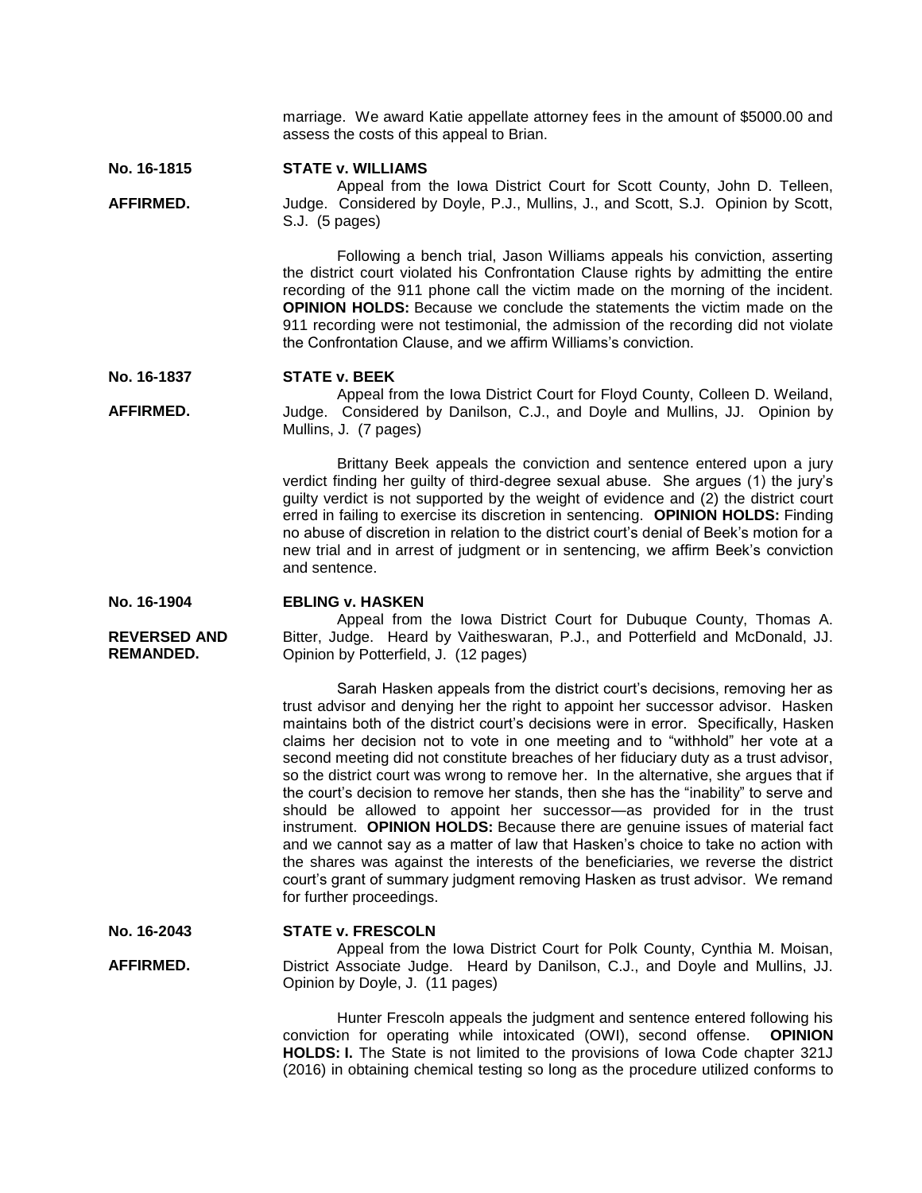marriage. We award Katie appellate attorney fees in the amount of $5000.00 and assess the costs of this appeal to Brian.

**No. 16-1815** **STATE v. WILLIAMS**

**AFFIRMED.**

Appeal from the Iowa District Court for Scott County, John D. Telleen, Judge. Considered by Doyle, P.J., Mullins, J., and Scott, S.J. Opinion by Scott, S.J. (5 pages)

Following a bench trial, Jason Williams appeals his conviction, asserting the district court violated his Confrontation Clause rights by admitting the entire recording of the 911 phone call the victim made on the morning of the incident. **OPINION HOLDS:** Because we conclude the statements the victim made on the 911 recording were not testimonial, the admission of the recording did not violate the Confrontation Clause, and we affirm Williams's conviction.

**No. 16-1837** **STATE v. BEEK**

**AFFIRMED.**

Appeal from the Iowa District Court for Floyd County, Colleen D. Weiland, Judge. Considered by Danilson, C.J., and Doyle and Mullins, JJ. Opinion by Mullins, J. (7 pages)

Brittany Beek appeals the conviction and sentence entered upon a jury verdict finding her guilty of third-degree sexual abuse. She argues (1) the jury's guilty verdict is not supported by the weight of evidence and (2) the district court erred in failing to exercise its discretion in sentencing. **OPINION HOLDS:** Finding no abuse of discretion in relation to the district court's denial of Beek's motion for a new trial and in arrest of judgment or in sentencing, we affirm Beek's conviction and sentence.

**No. 16-1904** **EBLING v. HASKEN**

**REVERSED AND REMANDED.**

Appeal from the Iowa District Court for Dubuque County, Thomas A. Bitter, Judge. Heard by Vaitheswaran, P.J., and Potterfield and McDonald, JJ. Opinion by Potterfield, J. (12 pages)

Sarah Hasken appeals from the district court's decisions, removing her as trust advisor and denying her the right to appoint her successor advisor. Hasken maintains both of the district court's decisions were in error. Specifically, Hasken claims her decision not to vote in one meeting and to "withhold" her vote at a second meeting did not constitute breaches of her fiduciary duty as a trust advisor, so the district court was wrong to remove her. In the alternative, she argues that if the court's decision to remove her stands, then she has the "inability" to serve and should be allowed to appoint her successor—as provided for in the trust instrument. **OPINION HOLDS:** Because there are genuine issues of material fact and we cannot say as a matter of law that Hasken's choice to take no action with the shares was against the interests of the beneficiaries, we reverse the district court's grant of summary judgment removing Hasken as trust advisor. We remand for further proceedings.

**No. 16-2043** **STATE v. FRESCOLN**

**AFFIRMED.**

Appeal from the Iowa District Court for Polk County, Cynthia M. Moisan, District Associate Judge. Heard by Danilson, C.J., and Doyle and Mullins, JJ. Opinion by Doyle, J. (11 pages)

Hunter Frescoln appeals the judgment and sentence entered following his conviction for operating while intoxicated (OWI), second offense. **OPINION HOLDS: I.** The State is not limited to the provisions of Iowa Code chapter 321J (2016) in obtaining chemical testing so long as the procedure utilized conforms to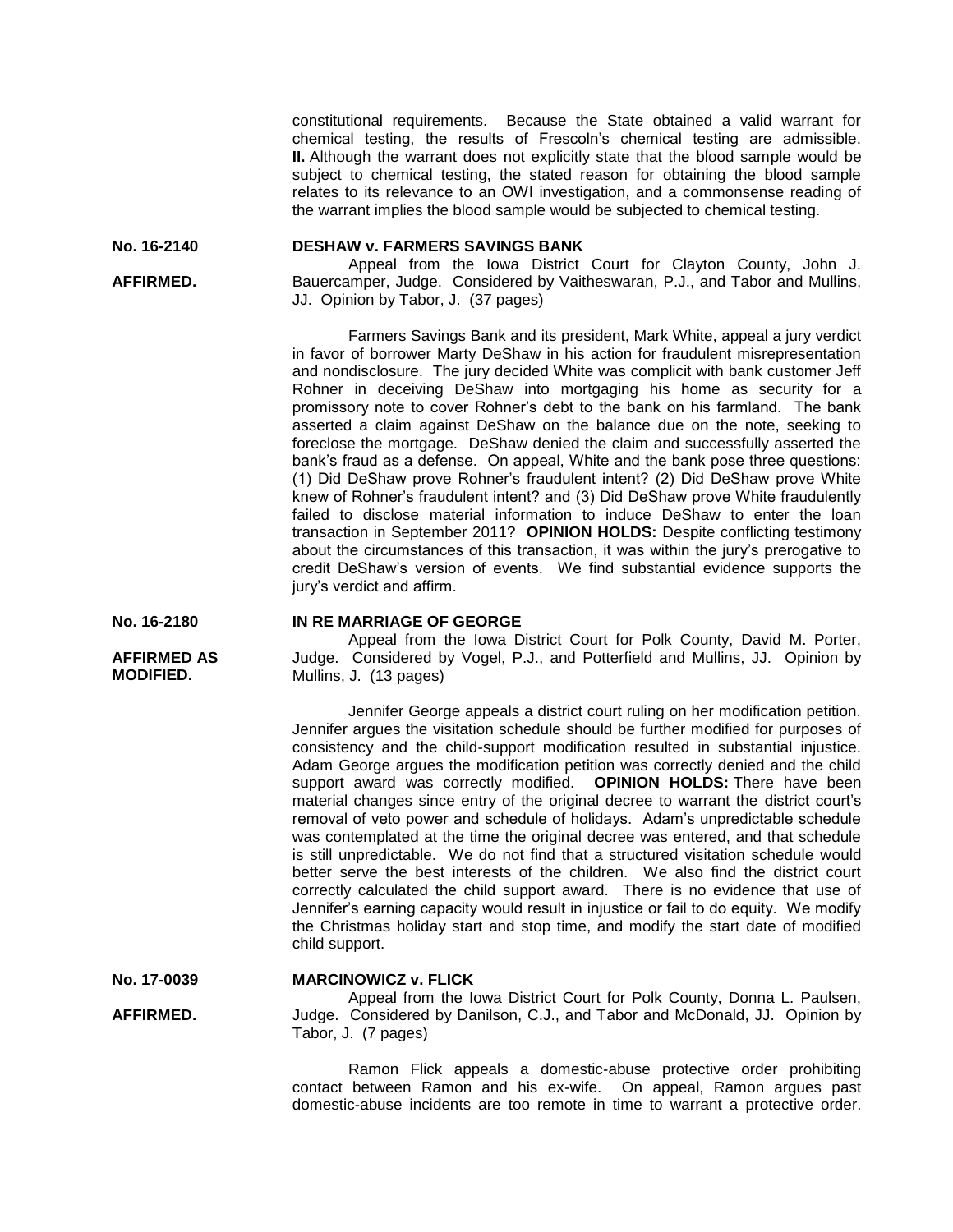constitutional requirements. Because the State obtained a valid warrant for chemical testing, the results of Frescoln's chemical testing are admissible. **II.** Although the warrant does not explicitly state that the blood sample would be subject to chemical testing, the stated reason for obtaining the blood sample relates to its relevance to an OWI investigation, and a commonsense reading of the warrant implies the blood sample would be subjected to chemical testing.

**No. 16-2140** **DESHAW v. FARMERS SAVINGS BANK**

**AFFIRMED.**

Appeal from the Iowa District Court for Clayton County, John J. Bauercamper, Judge. Considered by Vaitheswaran, P.J., and Tabor and Mullins, JJ. Opinion by Tabor, J. (37 pages)

Farmers Savings Bank and its president, Mark White, appeal a jury verdict in favor of borrower Marty DeShaw in his action for fraudulent misrepresentation and nondisclosure. The jury decided White was complicit with bank customer Jeff Rohner in deceiving DeShaw into mortgaging his home as security for a promissory note to cover Rohner's debt to the bank on his farmland. The bank asserted a claim against DeShaw on the balance due on the note, seeking to foreclose the mortgage. DeShaw denied the claim and successfully asserted the bank's fraud as a defense. On appeal, White and the bank pose three questions: (1) Did DeShaw prove Rohner's fraudulent intent? (2) Did DeShaw prove White knew of Rohner's fraudulent intent? and (3) Did DeShaw prove White fraudulently failed to disclose material information to induce DeShaw to enter the loan transaction in September 2011? **OPINION HOLDS:** Despite conflicting testimony about the circumstances of this transaction, it was within the jury's prerogative to credit DeShaw's version of events. We find substantial evidence supports the jury's verdict and affirm.

**No. 16-2180** **IN RE MARRIAGE OF GEORGE**

**AFFIRMED AS MODIFIED.**

Appeal from the Iowa District Court for Polk County, David M. Porter, Judge. Considered by Vogel, P.J., and Potterfield and Mullins, JJ. Opinion by Mullins, J. (13 pages)

Jennifer George appeals a district court ruling on her modification petition. Jennifer argues the visitation schedule should be further modified for purposes of consistency and the child-support modification resulted in substantial injustice. Adam George argues the modification petition was correctly denied and the child support award was correctly modified. **OPINION HOLDS:** There have been material changes since entry of the original decree to warrant the district court's removal of veto power and schedule of holidays. Adam's unpredictable schedule was contemplated at the time the original decree was entered, and that schedule is still unpredictable. We do not find that a structured visitation schedule would better serve the best interests of the children. We also find the district court correctly calculated the child support award. There is no evidence that use of Jennifer's earning capacity would result in injustice or fail to do equity. We modify the Christmas holiday start and stop time, and modify the start date of modified child support.

**No. 17-0039** **MARCINOWICZ v. FLICK**

**AFFIRMED.**

Appeal from the Iowa District Court for Polk County, Donna L. Paulsen, Judge. Considered by Danilson, C.J., and Tabor and McDonald, JJ. Opinion by Tabor, J. (7 pages)

Ramon Flick appeals a domestic-abuse protective order prohibiting contact between Ramon and his ex-wife. On appeal, Ramon argues past domestic-abuse incidents are too remote in time to warrant a protective order.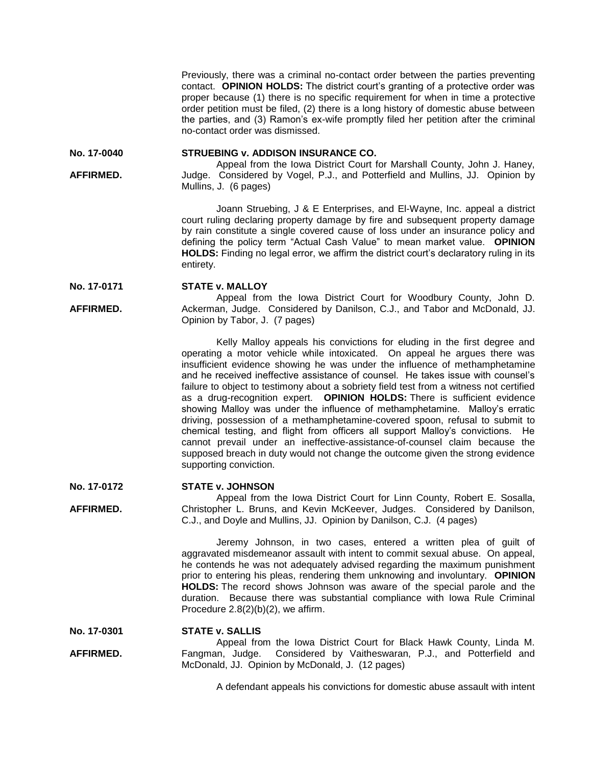Previously, there was a criminal no-contact order between the parties preventing contact. **OPINION HOLDS:** The district court's granting of a protective order was proper because (1) there is no specific requirement for when in time a protective order petition must be filed, (2) there is a long history of domestic abuse between the parties, and (3) Ramon's ex-wife promptly filed her petition after the criminal no-contact order was dismissed.

**No. 17-0040** **STRUEBING v. ADDISON INSURANCE CO.**

**AFFIRMED.**

Appeal from the Iowa District Court for Marshall County, John J. Haney, Judge. Considered by Vogel, P.J., and Potterfield and Mullins, JJ. Opinion by Mullins, J. (6 pages)

Joann Struebing, J & E Enterprises, and El-Wayne, Inc. appeal a district court ruling declaring property damage by fire and subsequent property damage by rain constitute a single covered cause of loss under an insurance policy and defining the policy term "Actual Cash Value" to mean market value. **OPINION HOLDS:** Finding no legal error, we affirm the district court's declaratory ruling in its entirety.

**No. 17-0171** **STATE v. MALLOY**

**AFFIRMED.**

Appeal from the Iowa District Court for Woodbury County, John D. Ackerman, Judge. Considered by Danilson, C.J., and Tabor and McDonald, JJ. Opinion by Tabor, J. (7 pages)

Kelly Malloy appeals his convictions for eluding in the first degree and operating a motor vehicle while intoxicated. On appeal he argues there was insufficient evidence showing he was under the influence of methamphetamine and he received ineffective assistance of counsel. He takes issue with counsel's failure to object to testimony about a sobriety field test from a witness not certified as a drug-recognition expert. **OPINION HOLDS:** There is sufficient evidence showing Malloy was under the influence of methamphetamine. Malloy's erratic driving, possession of a methamphetamine-covered spoon, refusal to submit to chemical testing, and flight from officers all support Malloy's convictions. He cannot prevail under an ineffective-assistance-of-counsel claim because the supposed breach in duty would not change the outcome given the strong evidence supporting conviction.

**No. 17-0172** **STATE v. JOHNSON**

**AFFIRMED.**

Appeal from the Iowa District Court for Linn County, Robert E. Sosalla, Christopher L. Bruns, and Kevin McKeever, Judges. Considered by Danilson, C.J., and Doyle and Mullins, JJ. Opinion by Danilson, C.J. (4 pages)

Jeremy Johnson, in two cases, entered a written plea of guilt of aggravated misdemeanor assault with intent to commit sexual abuse. On appeal, he contends he was not adequately advised regarding the maximum punishment prior to entering his pleas, rendering them unknowing and involuntary. **OPINION HOLDS:** The record shows Johnson was aware of the special parole and the duration. Because there was substantial compliance with Iowa Rule Criminal Procedure 2.8(2)(b)(2), we affirm.

**No. 17-0301** **STATE v. SALLIS**

**AFFIRMED.**

Appeal from the Iowa District Court for Black Hawk County, Linda M. Fangman, Judge. Considered by Vaitheswaran, P.J., and Potterfield and McDonald, JJ. Opinion by McDonald, J. (12 pages)

A defendant appeals his convictions for domestic abuse assault with intent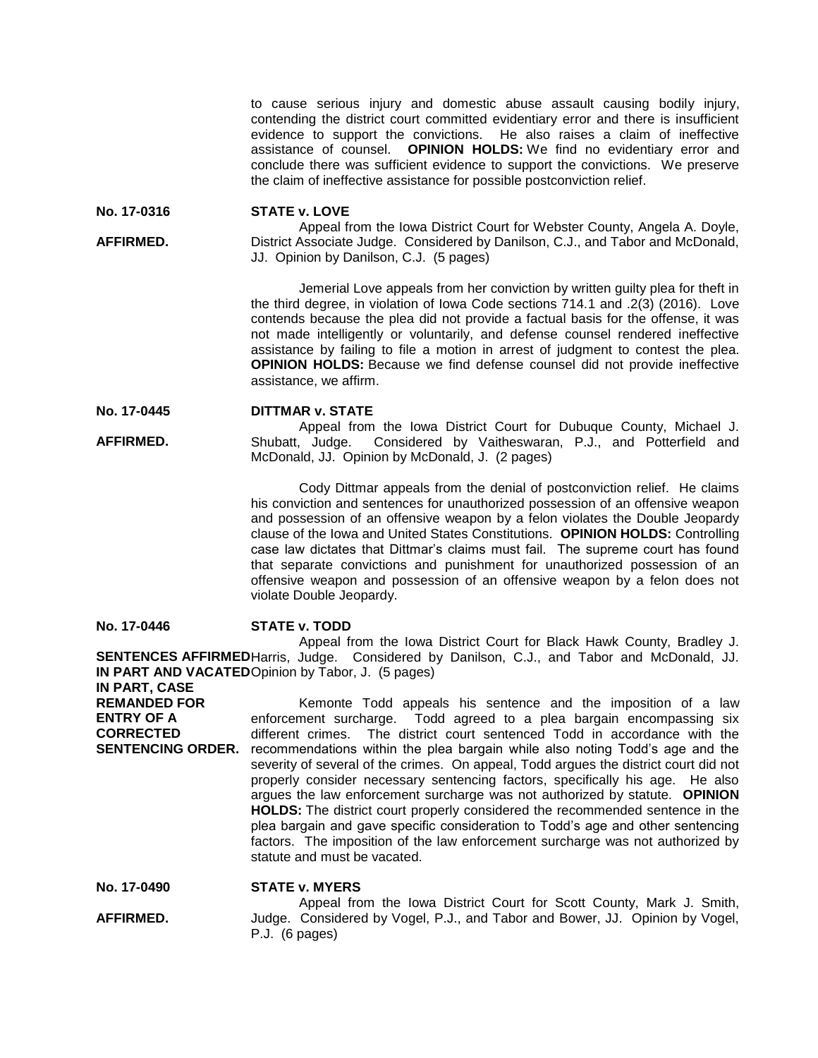to cause serious injury and domestic abuse assault causing bodily injury, contending the district court committed evidentiary error and there is insufficient evidence to support the convictions. He also raises a claim of ineffective assistance of counsel. **OPINION HOLDS:** We find no evidentiary error and conclude there was sufficient evidence to support the convictions. We preserve the claim of ineffective assistance for possible postconviction relief.

**No. 17-0316** **STATE v. LOVE**

**AFFIRMED.**

Appeal from the Iowa District Court for Webster County, Angela A. Doyle, District Associate Judge. Considered by Danilson, C.J., and Tabor and McDonald, JJ. Opinion by Danilson, C.J. (5 pages)

Jemerial Love appeals from her conviction by written guilty plea for theft in the third degree, in violation of Iowa Code sections 714.1 and .2(3) (2016). Love contends because the plea did not provide a factual basis for the offense, it was not made intelligently or voluntarily, and defense counsel rendered ineffective assistance by failing to file a motion in arrest of judgment to contest the plea. **OPINION HOLDS:** Because we find defense counsel did not provide ineffective assistance, we affirm.

**No. 17-0445** **DITTMAR v. STATE**

**AFFIRMED.**

Appeal from the Iowa District Court for Dubuque County, Michael J. Shubatt, Judge. Considered by Vaitheswaran, P.J., and Potterfield and McDonald, JJ. Opinion by McDonald, J. (2 pages)

Cody Dittmar appeals from the denial of postconviction relief. He claims his conviction and sentences for unauthorized possession of an offensive weapon and possession of an offensive weapon by a felon violates the Double Jeopardy clause of the Iowa and United States Constitutions. **OPINION HOLDS:** Controlling case law dictates that Dittmar's claims must fail. The supreme court has found that separate convictions and punishment for unauthorized possession of an offensive weapon and possession of an offensive weapon by a felon does not violate Double Jeopardy.

**No. 17-0446** **STATE v. TODD**

**SENTENCES AFFIRMED IN PART AND VACATED IN PART, CASE REMANDED FOR ENTRY OF A CORRECTED SENTENCING ORDER.**

Appeal from the Iowa District Court for Black Hawk County, Bradley J. Harris, Judge. Considered by Danilson, C.J., and Tabor and McDonald, JJ. Opinion by Tabor, J. (5 pages)

Kemonte Todd appeals his sentence and the imposition of a law enforcement surcharge. Todd agreed to a plea bargain encompassing six different crimes. The district court sentenced Todd in accordance with the recommendations within the plea bargain while also noting Todd's age and the severity of several of the crimes. On appeal, Todd argues the district court did not properly consider necessary sentencing factors, specifically his age. He also argues the law enforcement surcharge was not authorized by statute. **OPINION HOLDS:** The district court properly considered the recommended sentence in the plea bargain and gave specific consideration to Todd's age and other sentencing factors. The imposition of the law enforcement surcharge was not authorized by statute and must be vacated.

**No. 17-0490** **STATE v. MYERS**

**AFFIRMED.**

Appeal from the Iowa District Court for Scott County, Mark J. Smith, Judge. Considered by Vogel, P.J., and Tabor and Bower, JJ. Opinion by Vogel, P.J. (6 pages)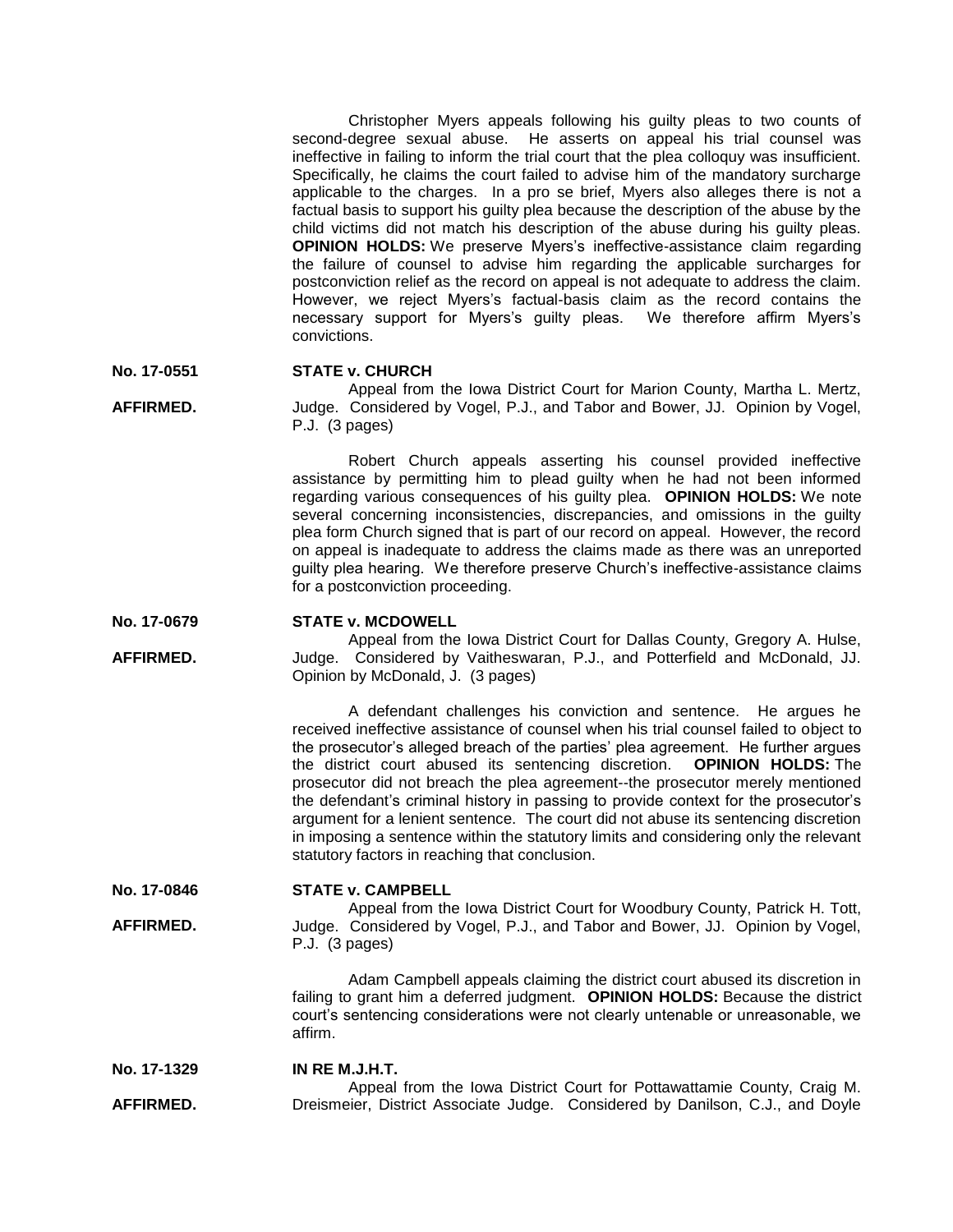Christopher Myers appeals following his guilty pleas to two counts of second-degree sexual abuse. He asserts on appeal his trial counsel was ineffective in failing to inform the trial court that the plea colloquy was insufficient. Specifically, he claims the court failed to advise him of the mandatory surcharge applicable to the charges. In a pro se brief, Myers also alleges there is not a factual basis to support his guilty plea because the description of the abuse by the child victims did not match his description of the abuse during his guilty pleas. **OPINION HOLDS:** We preserve Myers's ineffective-assistance claim regarding the failure of counsel to advise him regarding the applicable surcharges for postconviction relief as the record on appeal is not adequate to address the claim. However, we reject Myers's factual-basis claim as the record contains the necessary support for Myers's guilty pleas. We therefore affirm Myers's convictions.

**No. 17-0551** **STATE v. CHURCH**

**AFFIRMED.**

Appeal from the Iowa District Court for Marion County, Martha L. Mertz, Judge. Considered by Vogel, P.J., and Tabor and Bower, JJ. Opinion by Vogel, P.J. (3 pages)

Robert Church appeals asserting his counsel provided ineffective assistance by permitting him to plead guilty when he had not been informed regarding various consequences of his guilty plea. **OPINION HOLDS:** We note several concerning inconsistencies, discrepancies, and omissions in the guilty plea form Church signed that is part of our record on appeal. However, the record on appeal is inadequate to address the claims made as there was an unreported guilty plea hearing. We therefore preserve Church's ineffective-assistance claims for a postconviction proceeding.

**No. 17-0679** **STATE v. MCDOWELL**

**AFFIRMED.**

Appeal from the Iowa District Court for Dallas County, Gregory A. Hulse, Judge. Considered by Vaitheswaran, P.J., and Potterfield and McDonald, JJ. Opinion by McDonald, J. (3 pages)

A defendant challenges his conviction and sentence. He argues he received ineffective assistance of counsel when his trial counsel failed to object to the prosecutor's alleged breach of the parties' plea agreement. He further argues the district court abused its sentencing discretion. **OPINION HOLDS:** The prosecutor did not breach the plea agreement--the prosecutor merely mentioned the defendant's criminal history in passing to provide context for the prosecutor's argument for a lenient sentence. The court did not abuse its sentencing discretion in imposing a sentence within the statutory limits and considering only the relevant statutory factors in reaching that conclusion.

**No. 17-0846** **STATE v. CAMPBELL**

**AFFIRMED.**

Appeal from the Iowa District Court for Woodbury County, Patrick H. Tott, Judge. Considered by Vogel, P.J., and Tabor and Bower, JJ. Opinion by Vogel, P.J. (3 pages)

Adam Campbell appeals claiming the district court abused its discretion in failing to grant him a deferred judgment. **OPINION HOLDS:** Because the district court's sentencing considerations were not clearly untenable or unreasonable, we affirm.

**No. 17-1329** **IN RE M.J.H.T.**

**AFFIRMED.**

Appeal from the Iowa District Court for Pottawattamie County, Craig M. Dreismeier, District Associate Judge. Considered by Danilson, C.J., and Doyle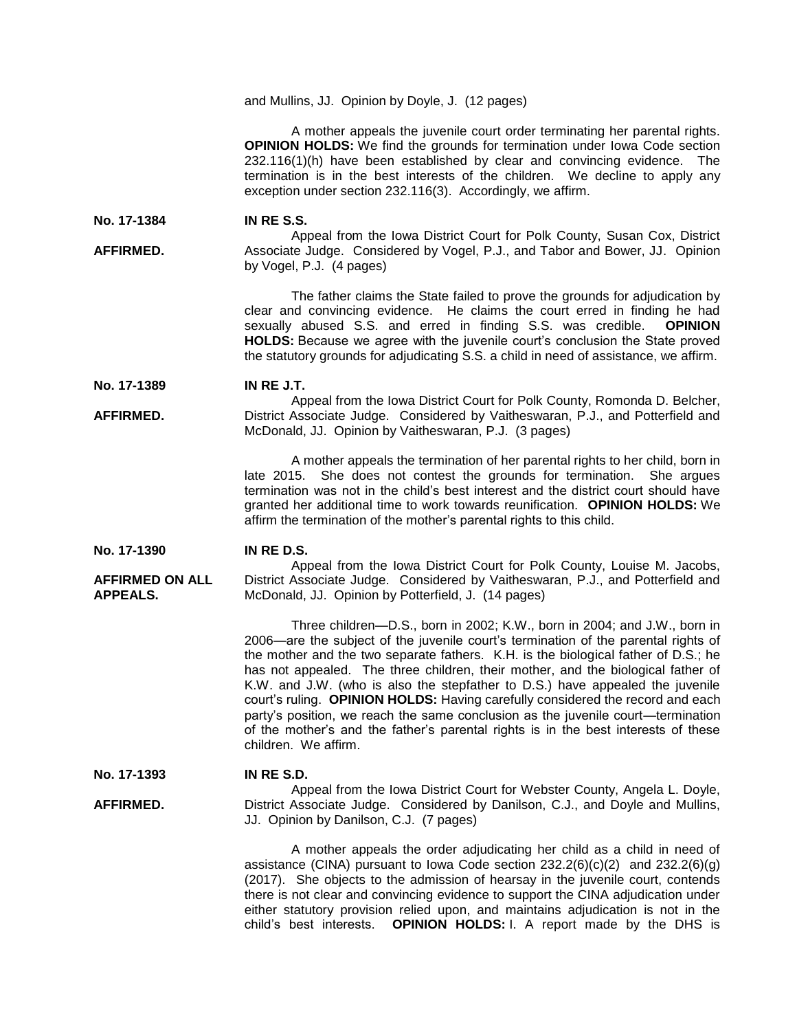and Mullins, JJ. Opinion by Doyle, J. (12 pages)

A mother appeals the juvenile court order terminating her parental rights. **OPINION HOLDS:** We find the grounds for termination under Iowa Code section 232.116(1)(h) have been established by clear and convincing evidence. The termination is in the best interests of the children. We decline to apply any exception under section 232.116(3). Accordingly, we affirm.

**No. 17-1384** **IN RE S.S.**

**AFFIRMED.**

Appeal from the Iowa District Court for Polk County, Susan Cox, District Associate Judge. Considered by Vogel, P.J., and Tabor and Bower, JJ. Opinion by Vogel, P.J. (4 pages)

The father claims the State failed to prove the grounds for adjudication by clear and convincing evidence. He claims the court erred in finding he had sexually abused S.S. and erred in finding S.S. was credible. **OPINION HOLDS:** Because we agree with the juvenile court's conclusion the State proved the statutory grounds for adjudicating S.S. a child in need of assistance, we affirm.

**No. 17-1389** **IN RE J.T.**

**AFFIRMED.**

Appeal from the Iowa District Court for Polk County, Romonda D. Belcher, District Associate Judge. Considered by Vaitheswaran, P.J., and Potterfield and McDonald, JJ. Opinion by Vaitheswaran, P.J. (3 pages)

A mother appeals the termination of her parental rights to her child, born in late 2015. She does not contest the grounds for termination. She argues termination was not in the child's best interest and the district court should have granted her additional time to work towards reunification. **OPINION HOLDS:** We affirm the termination of the mother's parental rights to this child.

**No. 17-1390** **IN RE D.S.**

**AFFIRMED ON ALL APPEALS.**

Appeal from the Iowa District Court for Polk County, Louise M. Jacobs, District Associate Judge. Considered by Vaitheswaran, P.J., and Potterfield and McDonald, JJ. Opinion by Potterfield, J. (14 pages)

Three children—D.S., born in 2002; K.W., born in 2004; and J.W., born in 2006—are the subject of the juvenile court's termination of the parental rights of the mother and the two separate fathers. K.H. is the biological father of D.S.; he has not appealed. The three children, their mother, and the biological father of K.W. and J.W. (who is also the stepfather to D.S.) have appealed the juvenile court's ruling. **OPINION HOLDS:** Having carefully considered the record and each party's position, we reach the same conclusion as the juvenile court—termination of the mother's and the father's parental rights is in the best interests of these children. We affirm.

**No. 17-1393** **IN RE S.D.**

**AFFIRMED.**

Appeal from the Iowa District Court for Webster County, Angela L. Doyle, District Associate Judge. Considered by Danilson, C.J., and Doyle and Mullins, JJ. Opinion by Danilson, C.J. (7 pages)

A mother appeals the order adjudicating her child as a child in need of assistance (CINA) pursuant to Iowa Code section 232.2(6)(c)(2) and 232.2(6)(g) (2017). She objects to the admission of hearsay in the juvenile court, contends there is not clear and convincing evidence to support the CINA adjudication under either statutory provision relied upon, and maintains adjudication is not in the child's best interests. **OPINION HOLDS:** I. A report made by the DHS is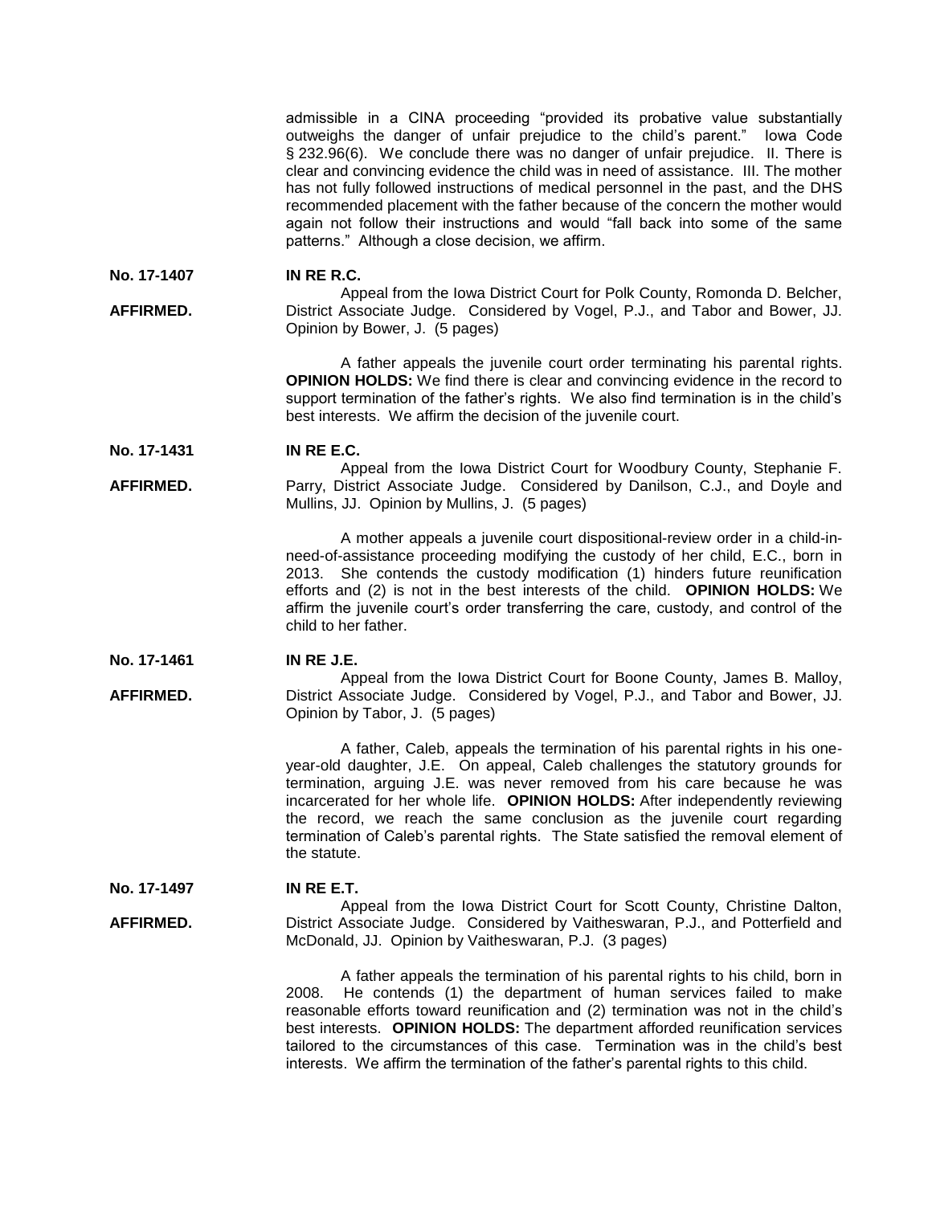admissible in a CINA proceeding "provided its probative value substantially outweighs the danger of unfair prejudice to the child's parent." Iowa Code § 232.96(6). We conclude there was no danger of unfair prejudice. II. There is clear and convincing evidence the child was in need of assistance. III. The mother has not fully followed instructions of medical personnel in the past, and the DHS recommended placement with the father because of the concern the mother would again not follow their instructions and would "fall back into some of the same patterns." Although a close decision, we affirm.

**No. 17-1407** **IN RE R.C.**

**AFFIRMED.**

Appeal from the Iowa District Court for Polk County, Romonda D. Belcher, District Associate Judge. Considered by Vogel, P.J., and Tabor and Bower, JJ. Opinion by Bower, J. (5 pages)

A father appeals the juvenile court order terminating his parental rights. **OPINION HOLDS:** We find there is clear and convincing evidence in the record to support termination of the father's rights. We also find termination is in the child's best interests. We affirm the decision of the juvenile court.

**No. 17-1431** **IN RE E.C.**

**AFFIRMED.**

Appeal from the Iowa District Court for Woodbury County, Stephanie F. Parry, District Associate Judge. Considered by Danilson, C.J., and Doyle and Mullins, JJ. Opinion by Mullins, J. (5 pages)

A mother appeals a juvenile court dispositional-review order in a child-in-need-of-assistance proceeding modifying the custody of her child, E.C., born in 2013. She contends the custody modification (1) hinders future reunification efforts and (2) is not in the best interests of the child. **OPINION HOLDS:** We affirm the juvenile court's order transferring the care, custody, and control of the child to her father.

**No. 17-1461** **IN RE J.E.**

**AFFIRMED.**

Appeal from the Iowa District Court for Boone County, James B. Malloy, District Associate Judge. Considered by Vogel, P.J., and Tabor and Bower, JJ. Opinion by Tabor, J. (5 pages)

A father, Caleb, appeals the termination of his parental rights in his one-year-old daughter, J.E. On appeal, Caleb challenges the statutory grounds for termination, arguing J.E. was never removed from his care because he was incarcerated for her whole life. **OPINION HOLDS:** After independently reviewing the record, we reach the same conclusion as the juvenile court regarding termination of Caleb's parental rights. The State satisfied the removal element of the statute.

**No. 17-1497** **IN RE E.T.**

**AFFIRMED.**

Appeal from the Iowa District Court for Scott County, Christine Dalton, District Associate Judge. Considered by Vaitheswaran, P.J., and Potterfield and McDonald, JJ. Opinion by Vaitheswaran, P.J. (3 pages)

A father appeals the termination of his parental rights to his child, born in 2008. He contends (1) the department of human services failed to make reasonable efforts toward reunification and (2) termination was not in the child's best interests. **OPINION HOLDS:** The department afforded reunification services tailored to the circumstances of this case. Termination was in the child's best interests. We affirm the termination of the father's parental rights to this child.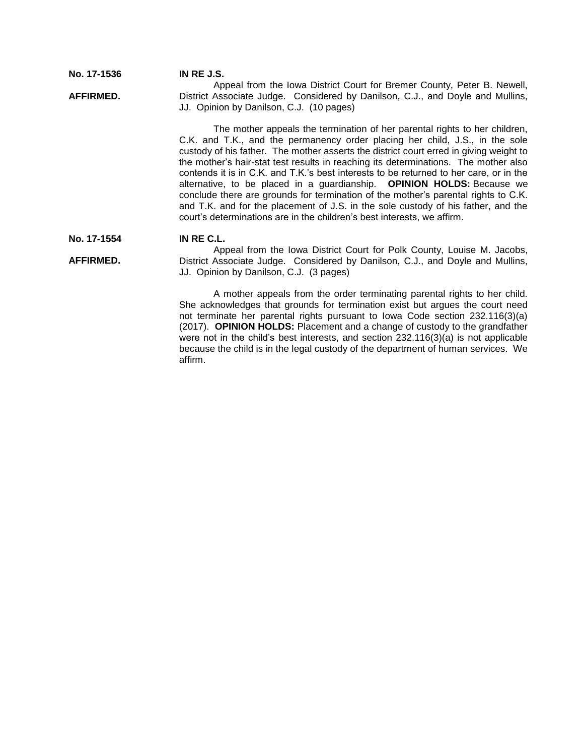**No. 17-1536** **IN RE J.S.**

**AFFIRMED.**

Appeal from the Iowa District Court for Bremer County, Peter B. Newell, District Associate Judge. Considered by Danilson, C.J., and Doyle and Mullins, JJ. Opinion by Danilson, C.J. (10 pages)

The mother appeals the termination of her parental rights to her children, C.K. and T.K., and the permanency order placing her child, J.S., in the sole custody of his father. The mother asserts the district court erred in giving weight to the mother's hair-stat test results in reaching its determinations. The mother also contends it is in C.K. and T.K.'s best interests to be returned to her care, or in the alternative, to be placed in a guardianship. **OPINION HOLDS:** Because we conclude there are grounds for termination of the mother's parental rights to C.K. and T.K. and for the placement of J.S. in the sole custody of his father, and the court's determinations are in the children's best interests, we affirm.

**No. 17-1554** **IN RE C.L.**

**AFFIRMED.**

Appeal from the Iowa District Court for Polk County, Louise M. Jacobs, District Associate Judge. Considered by Danilson, C.J., and Doyle and Mullins, JJ. Opinion by Danilson, C.J. (3 pages)

A mother appeals from the order terminating parental rights to her child. She acknowledges that grounds for termination exist but argues the court need not terminate her parental rights pursuant to Iowa Code section 232.116(3)(a) (2017). **OPINION HOLDS:** Placement and a change of custody to the grandfather were not in the child's best interests, and section 232.116(3)(a) is not applicable because the child is in the legal custody of the department of human services. We affirm.